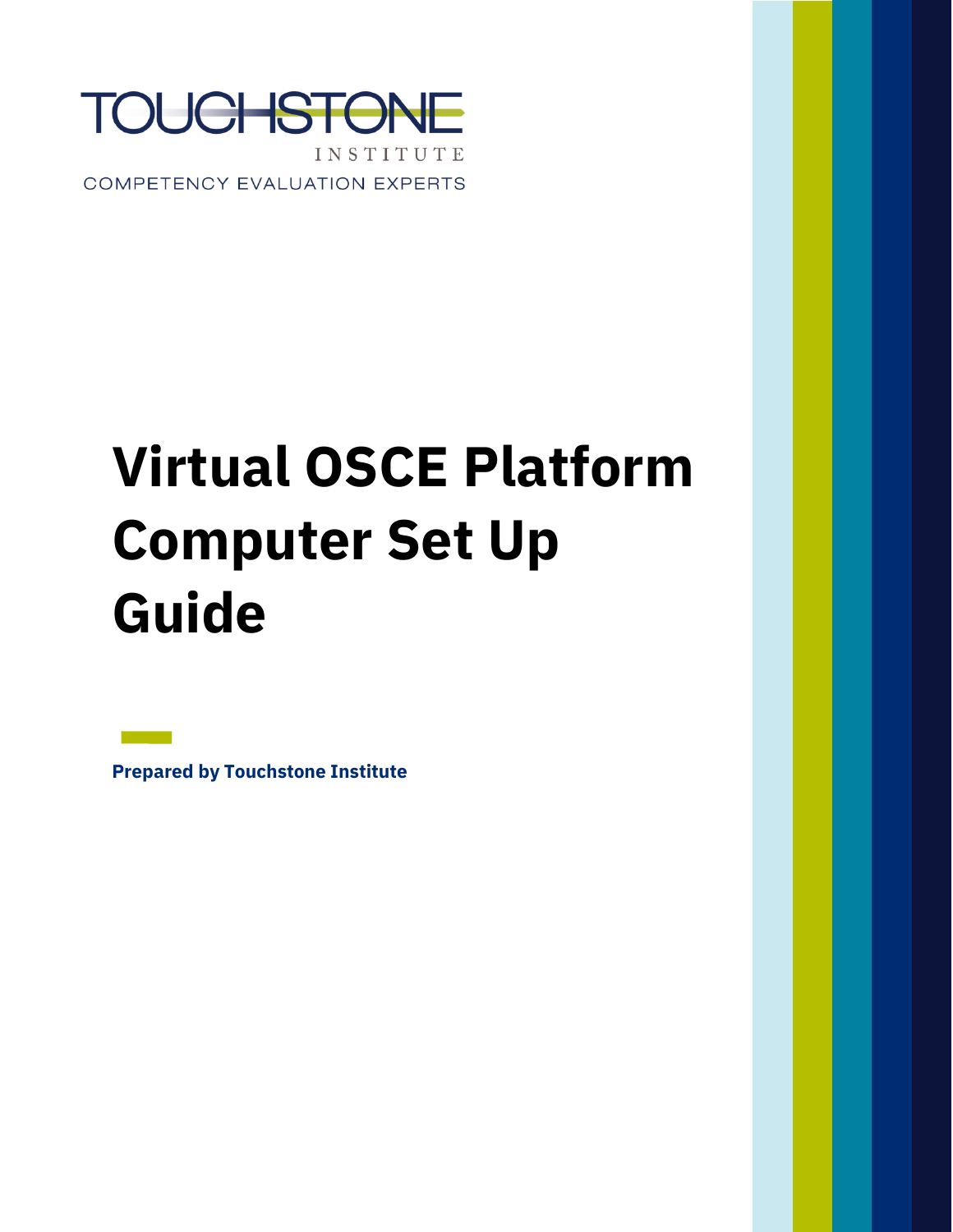TOUCHSTONE INSTITUTE

COMPETENCY EVALUATION EXPERTS

# Virtual OSCE Platform Computer Set Up Guide

**Prepared by Touchstone Institute**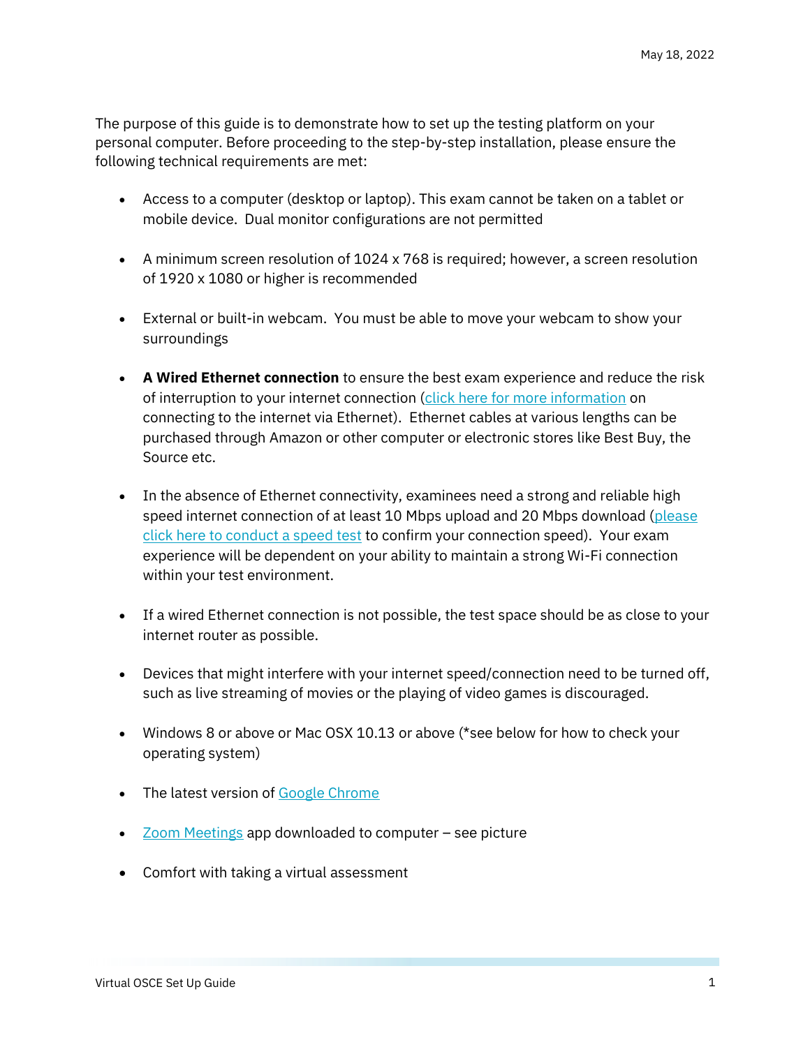May 18, 2022

The purpose of this guide is to demonstrate how to set up the testing platform on your personal computer. Before proceeding to the step-by-step installation, please ensure the following technical requirements are met:

- Access to a computer (desktop or laptop). This exam cannot be taken on a tablet or mobile device. Dual monitor configurations are not permitted

- A minimum screen resolution of 1024 x 768 is required; however, a screen resolution of 1920 x 1080 or higher is recommended

- External or built-in webcam. You must be able to move your webcam to show your surroundings

- **A Wired Ethernet connection** to ensure the best exam experience and reduce the risk of interruption to your internet connection (click here for more information on connecting to the internet via Ethernet). Ethernet cables at various lengths can be purchased through Amazon or other computer or electronic stores like Best Buy, the Source etc.

- In the absence of Ethernet connectivity, examinees need a strong and reliable high speed internet connection of at least 10 Mbps upload and 20 Mbps download (please click here to conduct a speed test to confirm your connection speed). Your exam experience will be dependent on your ability to maintain a strong Wi-Fi connection within your test environment.

- If a wired Ethernet connection is not possible, the test space should be as close to your internet router as possible.

- Devices that might interfere with your internet speed/connection need to be turned off, such as live streaming of movies or the playing of video games is discouraged.

- Windows 8 or above or Mac OSX 10.13 or above (*see below for how to check your operating system)

- The latest version of Google Chrome

- Zoom Meetings app downloaded to computer – see picture

- Comfort with taking a virtual assessment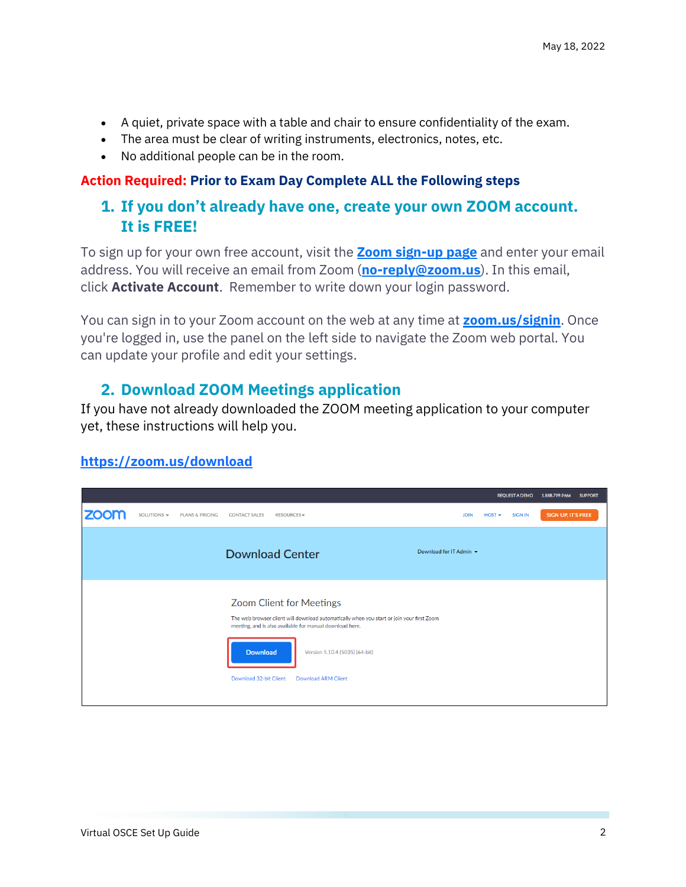- A quiet, private space with a table and chair to ensure confidentiality of the exam.
- The area must be clear of writing instruments, electronics, notes, etc.
- No additional people can be in the room.

**Action Required: Prior to Exam Day Complete ALL the Following steps**

## 1. If you don't already have one, create your own ZOOM account. It is FREE!

To sign up for your own free account, visit the **[Zoom sign-up page]()** and enter your email address. You will receive an email from Zoom (**no-reply@zoom.us**). In this email, click **Activate Account**. Remember to write down your login password.

You can sign in to your Zoom account on the web at any time at **zoom.us/signin**. Once you're logged in, use the panel on the left side to navigate the Zoom web portal. You can update your profile and edit your settings.

## 2. Download ZOOM Meetings application

If you have not already downloaded the ZOOM meeting application to your computer yet, these instructions will help you.

**https://zoom.us/download**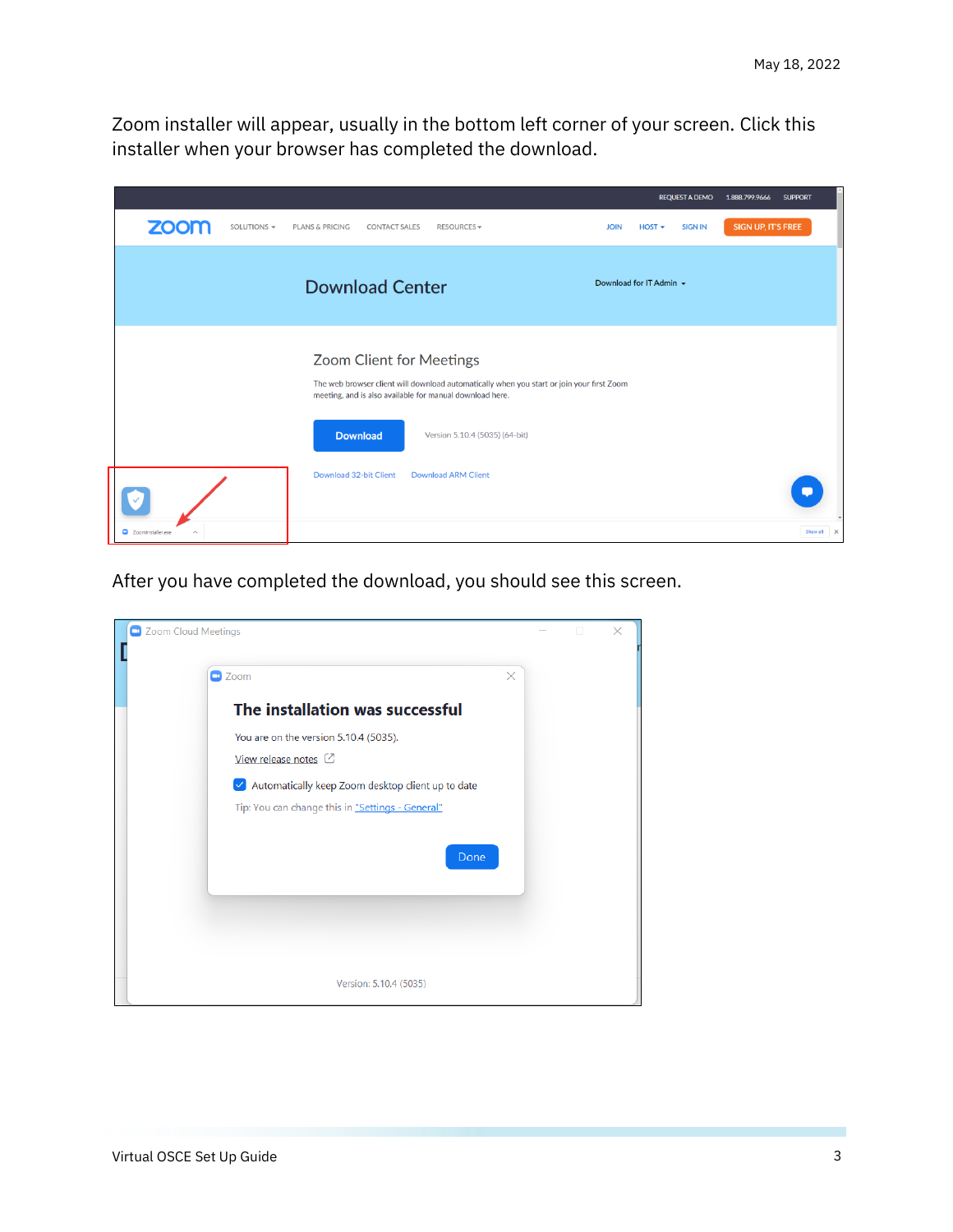Zoom installer will appear, usually in the bottom left corner of your screen. Click this installer when your browser has completed the download.

After you have completed the download, you should see this screen.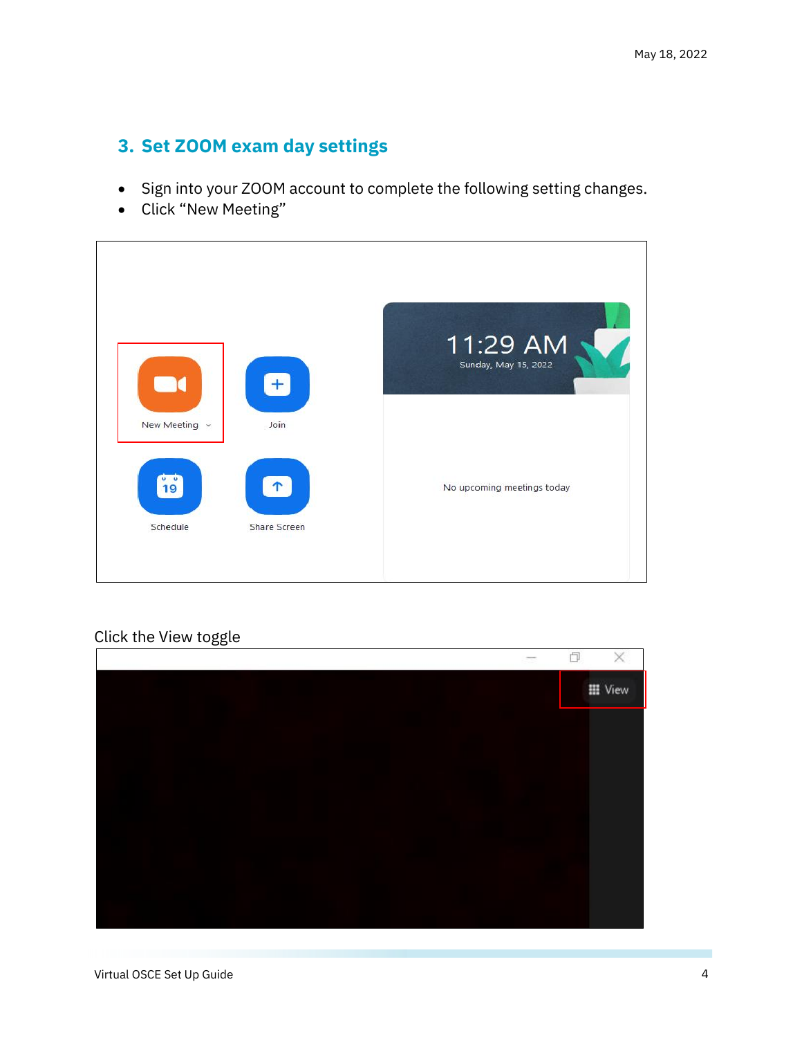## 3. Set ZOOM exam day settings

- Sign into your ZOOM account to complete the following setting changes.
- Click "New Meeting"

Click the View toggle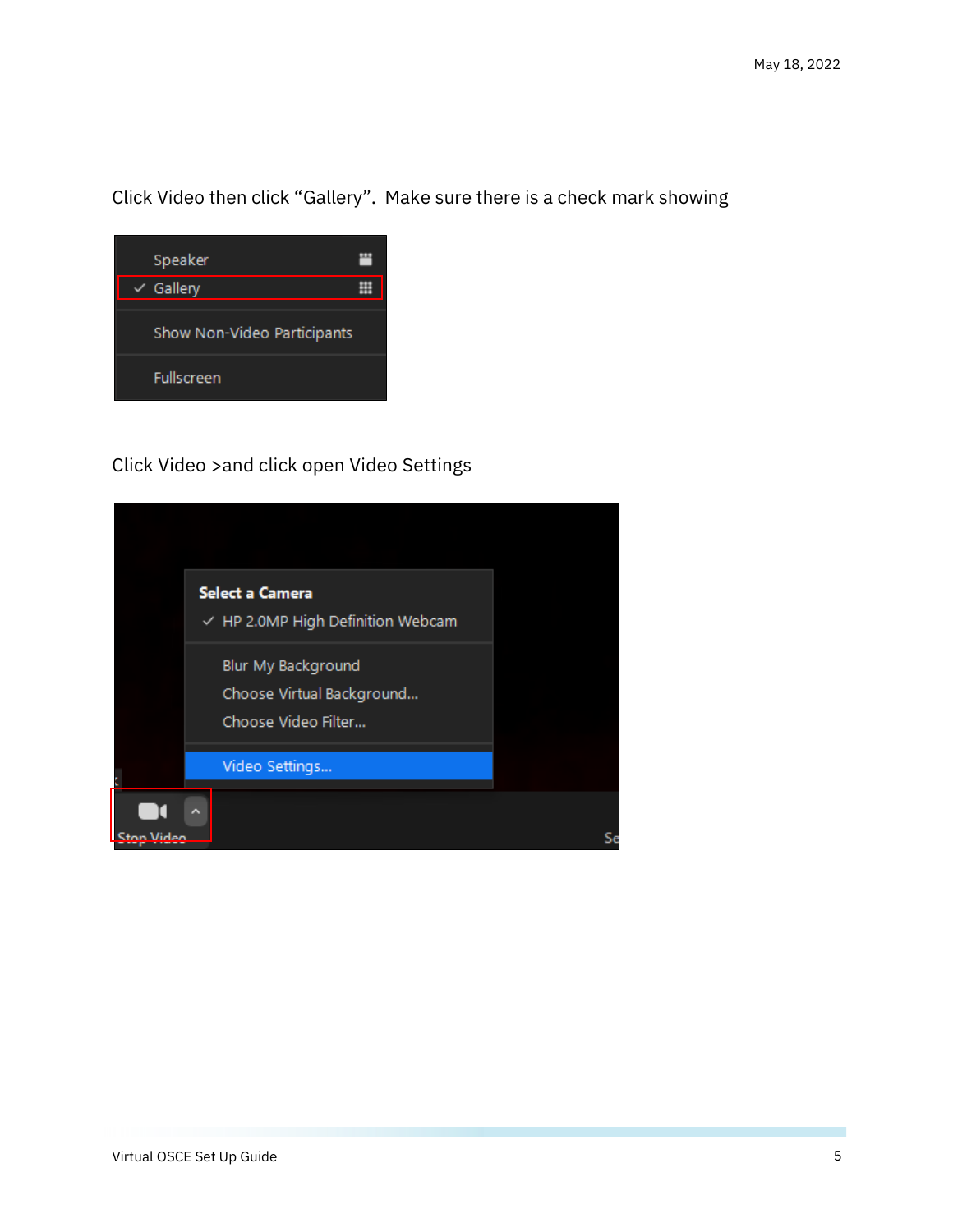Click Video then click "Gallery". Make sure there is a check mark showing

Click Video >and click open Video Settings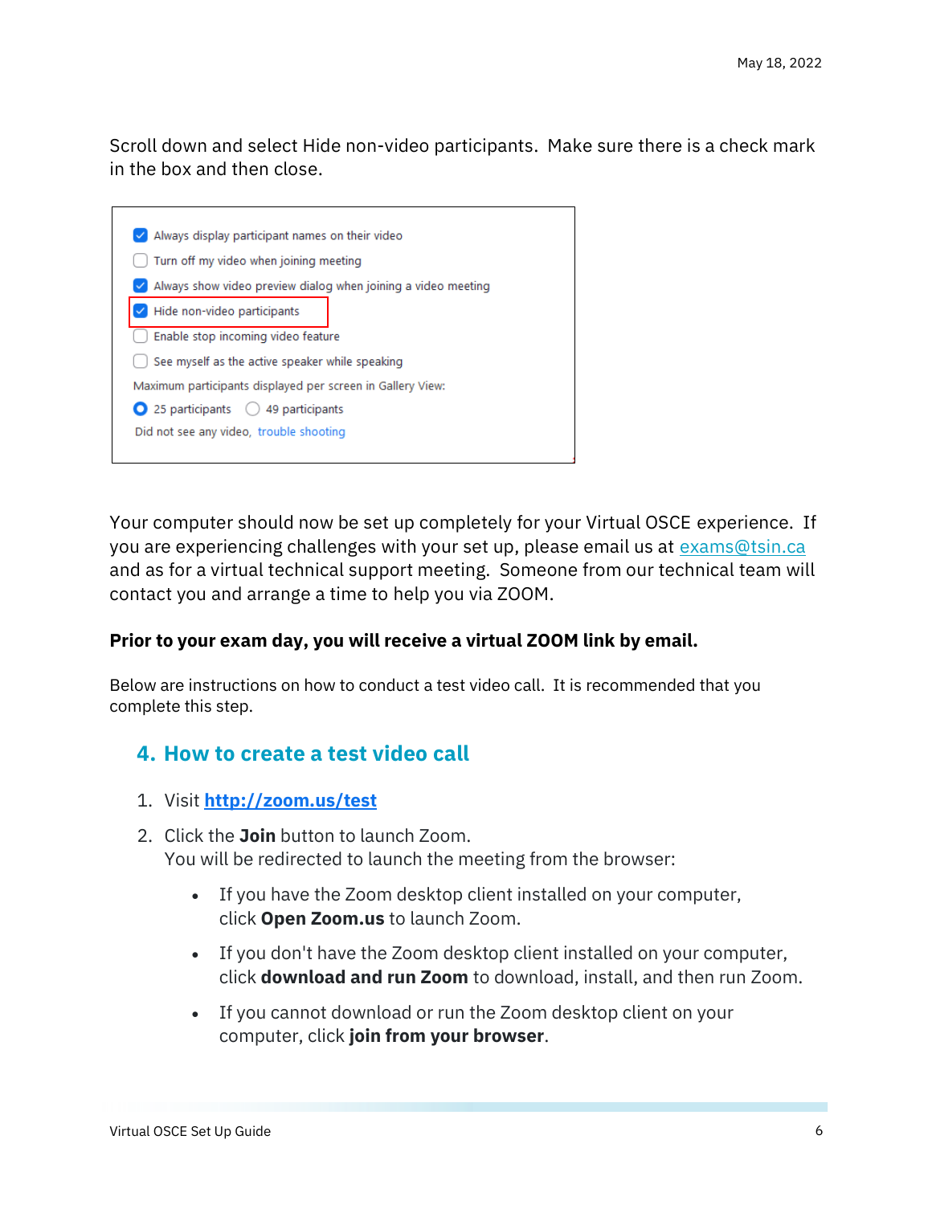Scroll down and select Hide non-video participants. Make sure there is a check mark in the box and then close.

- [x] Always display participant names on their video
- [ ] Turn off my video when joining meeting
- [x] Always show video preview dialog when joining a video meeting
- [x] Hide non-video participants
- [ ] Enable stop incoming video feature
- [ ] See myself as the active speaker while speaking

Maximum participants displayed per screen in Gallery View:

(•) 25 participants ( ) 49 participants

Did not see any video, trouble shooting

Your computer should now be set up completely for your Virtual OSCE experience. If you are experiencing challenges with your set up, please email us at exams@tsin.ca and as for a virtual technical support meeting. Someone from our technical team will contact you and arrange a time to help you via ZOOM.

**Prior to your exam day, you will receive a virtual ZOOM link by email.**

Below are instructions on how to conduct a test video call. It is recommended that you complete this step.

## 4. How to create a test video call

1. Visit **http://zoom.us/test**
2. Click the **Join** button to launch Zoom.
   You will be redirected to launch the meeting from the browser:
   - If you have the Zoom desktop client installed on your computer, click **Open Zoom.us** to launch Zoom.
   - If you don't have the Zoom desktop client installed on your computer, click **download and run Zoom** to download, install, and then run Zoom.
   - If you cannot download or run the Zoom desktop client on your computer, click **join from your browser**.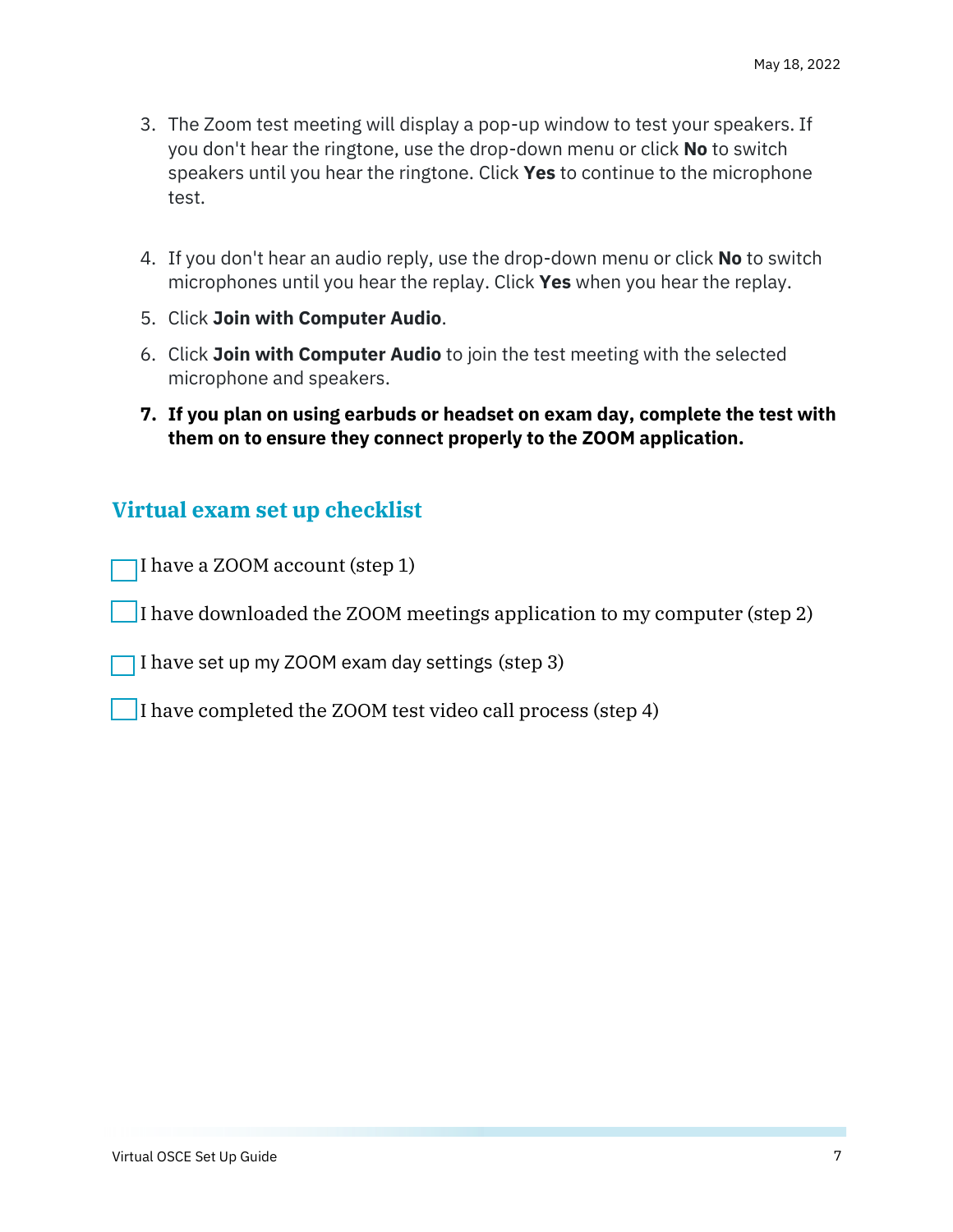3. The Zoom test meeting will display a pop-up window to test your speakers. If you don't hear the ringtone, use the drop-down menu or click **No** to switch speakers until you hear the ringtone. Click **Yes** to continue to the microphone test.
4. If you don't hear an audio reply, use the drop-down menu or click **No** to switch microphones until you hear the replay. Click **Yes** when you hear the replay.
5. Click **Join with Computer Audio**.
6. Click **Join with Computer Audio** to join the test meeting with the selected microphone and speakers.
7. **If you plan on using earbuds or headset on exam day, complete the test with them on to ensure they connect properly to the ZOOM application.**

## Virtual exam set up checklist

- [ ] I have a ZOOM account (step 1)
- [ ] I have downloaded the ZOOM meetings application to my computer (step 2)
- [ ] I have set up my ZOOM exam day settings (step 3)
- [ ] I have completed the ZOOM test video call process (step 4)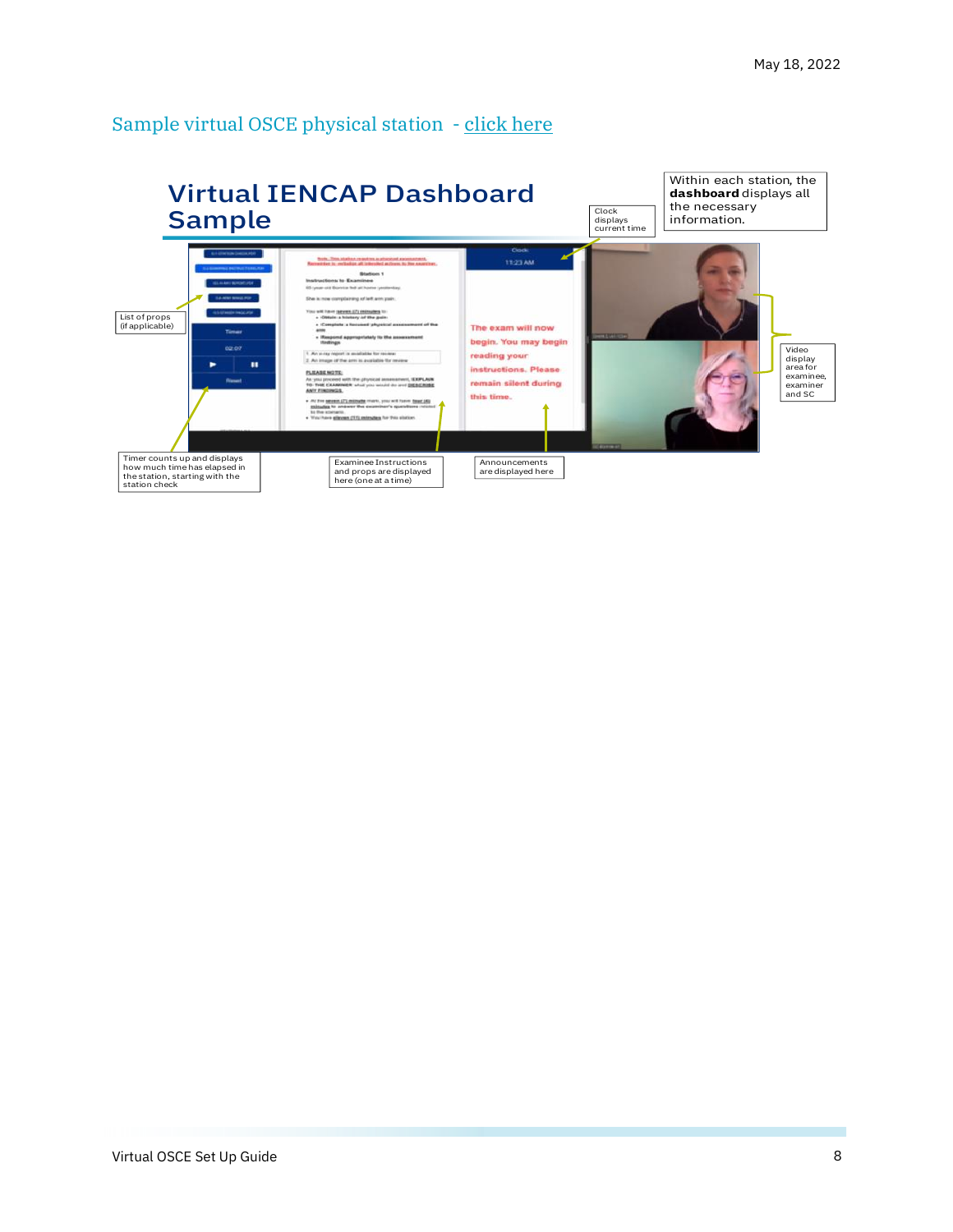Sample virtual OSCE physical station - [click here]

## Virtual IENCAP Dashboard Sample

Within each station, the **dashboard** displays all the necessary information.

Clock displays current time

List of props (if applicable)

Video display area for examinee, examiner and SC

Timer counts up and displays how much time has elapsed in the station, starting with the station check

Examinee Instructions and props are displayed here (one at a time)

Announcements are displayed here